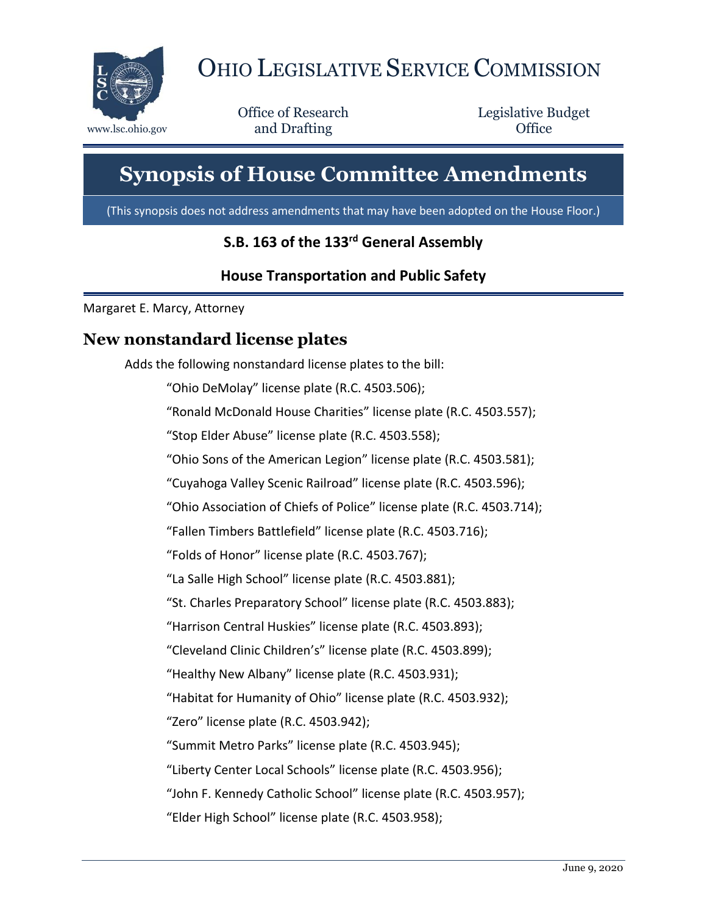# Ohio Legislative Service Commission

www.lsc.ohio.gov

Office of Research and Drafting

Legislative Budget Office

# Synopsis of House Committee Amendments

(This synopsis does not address amendments that may have been adopted on the House Floor.)

### S.B. 163 of the 133rd General Assembly

### House Transportation and Public Safety

Margaret E. Marcy, Attorney

## New nonstandard license plates

Adds the following nonstandard license plates to the bill:

- "Ohio DeMolay" license plate (R.C. 4503.506);
- "Ronald McDonald House Charities" license plate (R.C. 4503.557);
- "Stop Elder Abuse" license plate (R.C. 4503.558);
- "Ohio Sons of the American Legion" license plate (R.C. 4503.581);
- "Cuyahoga Valley Scenic Railroad" license plate (R.C. 4503.596);
- "Ohio Association of Chiefs of Police" license plate (R.C. 4503.714);
- "Fallen Timbers Battlefield" license plate (R.C. 4503.716);
- "Folds of Honor" license plate (R.C. 4503.767);
- "La Salle High School" license plate (R.C. 4503.881);
- "St. Charles Preparatory School" license plate (R.C. 4503.883);
- "Harrison Central Huskies" license plate (R.C. 4503.893);
- "Cleveland Clinic Children's" license plate (R.C. 4503.899);
- "Healthy New Albany" license plate (R.C. 4503.931);
- "Habitat for Humanity of Ohio" license plate (R.C. 4503.932);
- "Zero" license plate (R.C. 4503.942);
- "Summit Metro Parks" license plate (R.C. 4503.945);
- "Liberty Center Local Schools" license plate (R.C. 4503.956);
- "John F. Kennedy Catholic School" license plate (R.C. 4503.957);
- "Elder High School" license plate (R.C. 4503.958);

June 9, 2020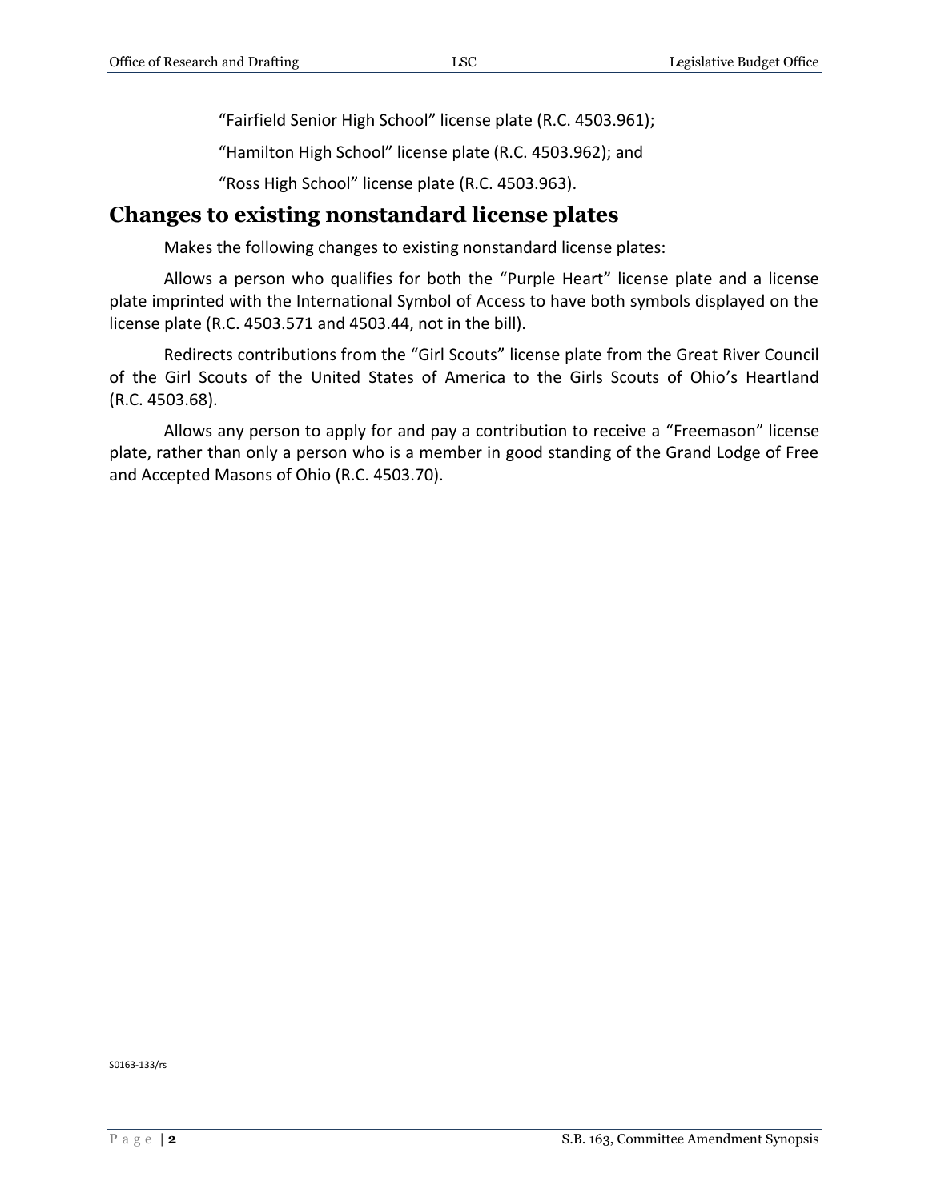"Fairfield Senior High School" license plate (R.C. 4503.961);

"Hamilton High School" license plate (R.C. 4503.962); and

"Ross High School" license plate (R.C. 4503.963).

## Changes to existing nonstandard license plates

Makes the following changes to existing nonstandard license plates:

Allows a person who qualifies for both the "Purple Heart" license plate and a license plate imprinted with the International Symbol of Access to have both symbols displayed on the license plate (R.C. 4503.571 and 4503.44, not in the bill).

Redirects contributions from the "Girl Scouts" license plate from the Great River Council of the Girl Scouts of the United States of America to the Girls Scouts of Ohio's Heartland (R.C. 4503.68).

Allows any person to apply for and pay a contribution to receive a "Freemason" license plate, rather than only a person who is a member in good standing of the Grand Lodge of Free and Accepted Masons of Ohio (R.C. 4503.70).

S0163-133/rs